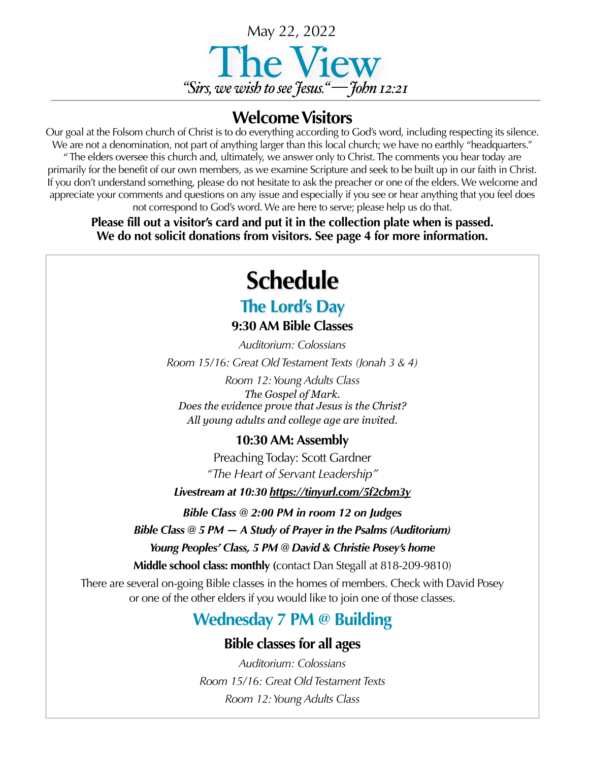May 22, 2022

# The View

*"Sirs, we wish to see Jesus." — John 12:21*

## Welcome Visitors

Our goal at the Folsom church of Christ is to do everything according to God's word, including respecting its silence. We are not a denomination, not part of anything larger than this local church; we have no earthly "headquarters." " The elders oversee this church and, ultimately, we answer only to Christ. The comments you hear today are primarily for the benefit of our own members, as we examine Scripture and seek to be built up in our faith in Christ. If you don't understand something, please do not hesitate to ask the preacher or one of the elders. We welcome and appreciate your comments and questions on any issue and especially if you see or hear anything that you feel does not correspond to God's word. We are here to serve; please help us do that.

**Please fill out a visitor's card and put it in the collection plate when is passed. We do not solicit donations from visitors. See page 4 for more information.**

# Schedule

## The Lord's Day

### 9:30 AM Bible Classes

*Auditorium: Colossians*

*Room 15/16: Great Old Testament Texts (Jonah 3 & 4)*

*Room 12: Young Adults Class*
*The Gospel of Mark.*
*Does the evidence prove that Jesus is the Christ?*
*All young adults and college age are invited.*

### 10:30 AM: Assembly

Preaching Today: Scott Gardner
*"The Heart of Servant Leadership"*

***Livestream at 10:30 https://tinyurl.com/5f2cbm3y***

***Bible Class @ 2:00 PM in room 12 on Judges***

***Bible Class @ 5 PM — A Study of Prayer in the Psalms (Auditorium)***

***Young Peoples' Class, 5 PM @ David & Christie Posey's home***

**Middle school class: monthly (**contact Dan Stegall at 818-209-9810)

There are several on-going Bible classes in the homes of members. Check with David Posey or one of the other elders if you would like to join one of those classes.

## Wednesday 7 PM @ Building

### Bible classes for all ages

*Auditorium: Colossians*

*Room 15/16: Great Old Testament Texts*

*Room 12: Young Adults Class*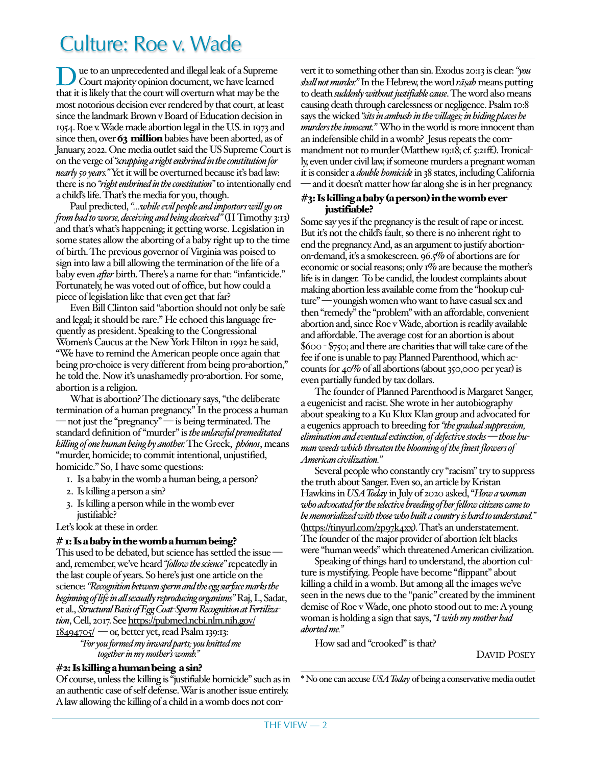# Culture: Roe v. Wade

Due to an unprecedented and illegal leak of a Supreme Court majority opinion document, we have learned that it is likely that the court will overturn what may be the most notorious decision ever rendered by that court, at least since the landmark Brown v Board of Education decision in 1954. Roe v. Wade made abortion legal in the U.S. in 1973 and since then, over **63 million** babies have been aborted, as of January, 2022. One media outlet said the US Supreme Court is on the verge of *"scrapping a right enshrined in the constitution for nearly 50 years."* Yet it will be overturned because it's bad law: there is no *"right enshrined in the constitution"* to intentionally end a child's life. That's the media for you, though.

Paul predicted, *"...while evil people and impostors will go on from bad to worse, deceiving and being deceived"* (II Timothy 3:13) and that's what's happening; it getting worse. Legislation in some states allow the aborting of a baby right up to the time of birth. The previous governor of Virginia was poised to sign into law a bill allowing the termination of the life of a baby even *after* birth. There's a name for that: "infanticide." Fortunately, he was voted out of office, but how could a piece of legislation like that even get that far?

Even Bill Clinton said "abortion should not only be safe and legal; it should be rare." He echoed this language frequently as president. Speaking to the Congressional Women's Caucus at the New York Hilton in 1992 he said, "We have to remind the American people once again that being pro-choice is very different from being pro-abortion," he told the. Now it's unashamedly pro-abortion. For some, abortion is a religion.

What is abortion? The dictionary says, "the deliberate termination of a human pregnancy." In the process a human — not just the "pregnancy" — is being terminated. The standard definition of "murder" is *the unlawful premeditated killing of one human being by another.* The Greek, *phónos*, means "murder, homicide; to commit intentional, unjustified, homicide." So, I have some questions:

1. Is a baby in the womb a human being, a person?
2. Is killing a person a sin?
3. Is killing a person while in the womb ever justifiable?

Let's look at these in order.

### # 1: Is a baby in the womb a human being?

This used to be debated, but science has settled the issue — and, remember, we've heard *"follow the science"* repeatedly in the last couple of years. So here's just one article on the science: *"Recognition between sperm and the egg surface marks the beginning of life in all sexually reproducing organisms"* Raj, I., Sadat, et al., *Structural Basis of Egg Coat-Sperm Recognition at Fertilization*, Cell, 2017. See https://pubmed.ncbi.nlm.nih.gov/18494705/ — or, better yet, read Psalm 139:13:

> *"For you formed my inward parts; you knitted me together in my mother's womb."*

### #2: Is killing a human being a sin?

Of course, unless the killing is "justifiable homicide" such as in an authentic case of self defense. War is another issue entirely. A law allowing the killing of a child in a womb does not convert it to something other than sin. Exodus 20:13 is clear: *"you shall not murder."* In the Hebrew, the word *rāṣah* means putting to death *suddenly without justifiable cause*. The word also means causing death through carelessness or negligence. Psalm 10:8 says the wicked *"sits in ambush in the villages; in hiding places he murders the innocent."* Who in the world is more innocent than an indefensible child in a womb? Jesus repeats the commandment not to murder (Matthew 19:18; cf. 5:21ff.). Ironically, even under civil law, if someone murders a pregnant woman it is consider a *double homicide* in 38 states, including California — and it doesn't matter how far along she is in her pregnancy.

### #3: Is killing a baby (a person) in the womb ever justifiable?

Some say yes if the pregnancy is the result of rape or incest. But it's not the child's fault, so there is no inherent right to end the pregnancy. And, as an argument to justify abortion-on-demand, it's a smokescreen. 96.5% of abortions are for economic or social reasons; only 1% are because the mother's life is in danger. To be candid, the loudest complaints about making abortion less available come from the "hookup culture" — youngish women who want to have casual sex and then "remedy" the "problem" with an affordable, convenient abortion and, since Roe v Wade, abortion is readily available and affordable. The average cost for an abortion is about \$600 - \$750; and there are charities that will take care of the fee if one is unable to pay. Planned Parenthood, which accounts for 40% of all abortions (about 350,000 per year) is even partially funded by tax dollars.

The founder of Planned Parenthood is Margaret Sanger, a eugenicist and racist. She wrote in her autobiography about speaking to a Ku Klux Klan group and advocated for a eugenics approach to breeding for *"the gradual suppression, elimination and eventual extinction, of defective stocks — those human weeds which threaten the blooming of the finest flowers of American civilization."*

Several people who constantly cry "racism" try to suppress the truth about Sanger. Even so, an article by Kristan Hawkins in *USA Today* in July of 2020 asked, *"How a woman who advocated for the selective breeding of her fellow citizens came to be memorialized with those who built a country is hard to understand."* (https://tinyurl.com/2p97k4xx). That's an understatement. The founder of the major provider of abortion felt blacks were "human weeds" which threatened American civilization.

Speaking of things hard to understand, the abortion culture is mystifying. People have become "flippant" about killing a child in a womb. But among all the images we've seen in the news due to the "panic" created by the imminent demise of Roe v Wade, one photo stood out to me: A young woman is holding a sign that says, *"I wish my mother had aborted me."*

How sad and "crooked" is that?

David Posey

---

* No one can accuse *USA Today* of being a conservative media outlet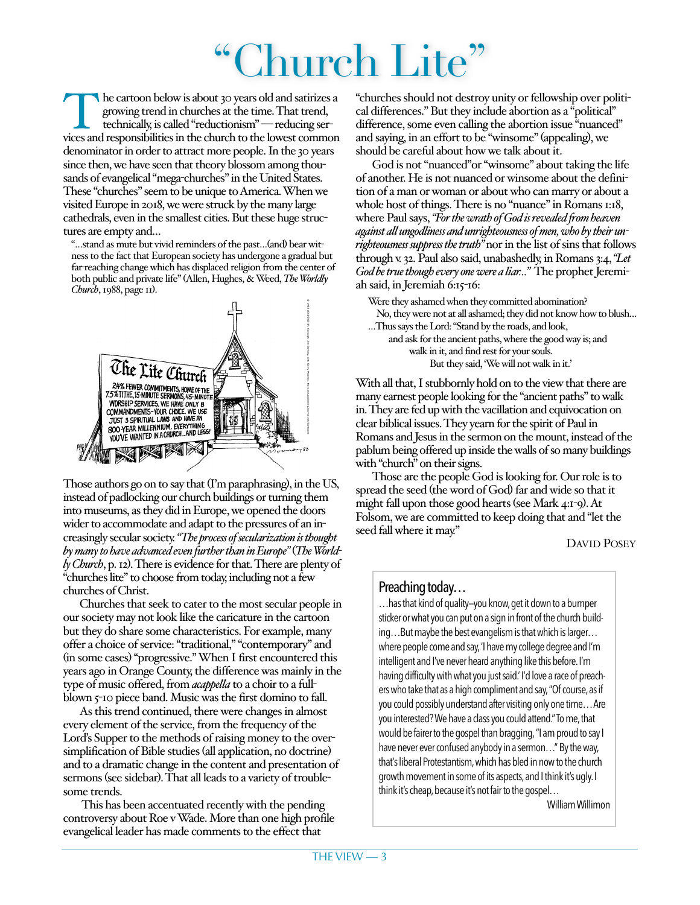# "Church Lite"

The cartoon below is about 30 years old and satirizes a growing trend in churches at the time. That trend, technically, is called "reductionism"—reducing services and responsibilities in the church to the lowest common denominator in order to attract more people. In the 30 years since then, we have seen that theory blossom among thousands of evangelical "mega-churches" in the United States. These "churches" seem to be unique to America. When we visited Europe in 2018, we were struck by the many large cathedrals, even in the smallest cities. But these huge structures are empty and...

> "...stand as mute but vivid reminders of the past...(and) bear witness to the fact that European society has undergone a gradual but far-reaching change which has displaced religion from the center of both public and private life" (Allen, Hughes, & Weed, *The Worldly Church*, 1988, page 11).

The Lite Church

24% FEWER COMMITMENTS, HOME OF THE 7.5% TITHE, 15-MINUTE SERMONS, 45-MINUTE WORSHIP SERVICES. WE HAVE ONLY 8 COMMANDMENTS—YOUR CHOICE. WE USE JUST 3 SPIRITUAL LAWS AND HAVE AN 800-YEAR MILLENNIUM. EVERYTHING YOU'VE WANTED IN A CHURCH...AND LESS!

Those authors go on to say that (I'm paraphrasing), in the US, instead of padlocking our church buildings or turning them into museums, as they did in Europe, we opened the doors wider to accommodate and adapt to the pressures of an increasingly secular society. *"The process of secularization is thought by many to have advanced even further than in Europe"* (*The Worldly Church*, p. 12). There is evidence for that. There are plenty of "churches lite" to choose from today, including not a few churches of Christ.

Churches that seek to cater to the most secular people in our society may not look like the caricature in the cartoon but they do share some characteristics. For example, many offer a choice of service: "traditional," "contemporary" and (in some cases) "progressive." When I first encountered this years ago in Orange County, the difference was mainly in the type of music offered, from *acappella* to a choir to a full-blown 5-10 piece band. Music was the first domino to fall.

As this trend continued, there were changes in almost every element of the service, from the frequency of the Lord's Supper to the methods of raising money to the over-simplification of Bible studies (all application, no doctrine) and to a dramatic change in the content and presentation of sermons (see sidebar). That all leads to a variety of troublesome trends.

This has been accentuated recently with the pending controversy about Roe v Wade. More than one high profile evangelical leader has made comments to the effect that "churches should not destroy unity or fellowship over political differences." But they include abortion as a "political" difference, some even calling the abortion issue "nuanced" and saying, in an effort to be "winsome" (appealing), we should be careful about how we talk about it.

God is not "nuanced" or "winsome" about taking the life of another. He is not nuanced or winsome about the definition of a man or woman or about who can marry or about a whole host of things. There is no "nuance" in Romans 1:18, where Paul says, *"For the wrath of God is revealed from heaven against all ungodliness and unrighteousness of men, who by their unrighteousness suppress the truth"* nor in the list of sins that follows through v. 32. Paul also said, unabashedly, in Romans 3:4, *"Let God be true though every one were a liar..."* The prophet Jeremiah said, in Jeremiah 6:15-16:

> Were they ashamed when they committed abomination?
> No, they were not at all ashamed; they did not know how to blush...
> ...Thus says the Lord: "Stand by the roads, and look,
> and ask for the ancient paths, where the good way is; and
> walk in it, and find rest for your souls.
> But they said, 'We will not walk in it.'

With all that, I stubbornly hold on to the view that there are many earnest people looking for the "ancient paths" to walk in. They are fed up with the vacillation and equivocation on clear biblical issues. They yearn for the spirit of Paul in Romans and Jesus in the sermon on the mount, instead of the pablum being offered up inside the walls of so many buildings with "church" on their signs.

Those are the people God is looking for. Our role is to spread the seed (the word of God) far and wide so that it might fall upon those good hearts (see Mark 4:1-9). At Folsom, we are committed to keep doing that and "let the seed fall where it may."

David Posey

## Preaching today…

…has that kind of quality–you know, get it down to a bumper sticker or what you can put on a sign in front of the church building…But maybe the best evangelism is that which is larger… where people come and say, 'I have my college degree and I'm intelligent and I've never heard anything like this before. I'm having difficulty with what you just said.' I'd love a race of preachers who take that as a high compliment and say, "Of course, as if you could possibly understand after visiting only one time…Are you interested? We have a class you could attend." To me, that would be fairer to the gospel than bragging, "I am proud to say I have never ever confused anybody in a sermon…" By the way, that's liberal Protestantism, which has bled in now to the church growth movement in some of its aspects, and I think it's ugly. I think it's cheap, because it's not fair to the gospel…

William Willimon